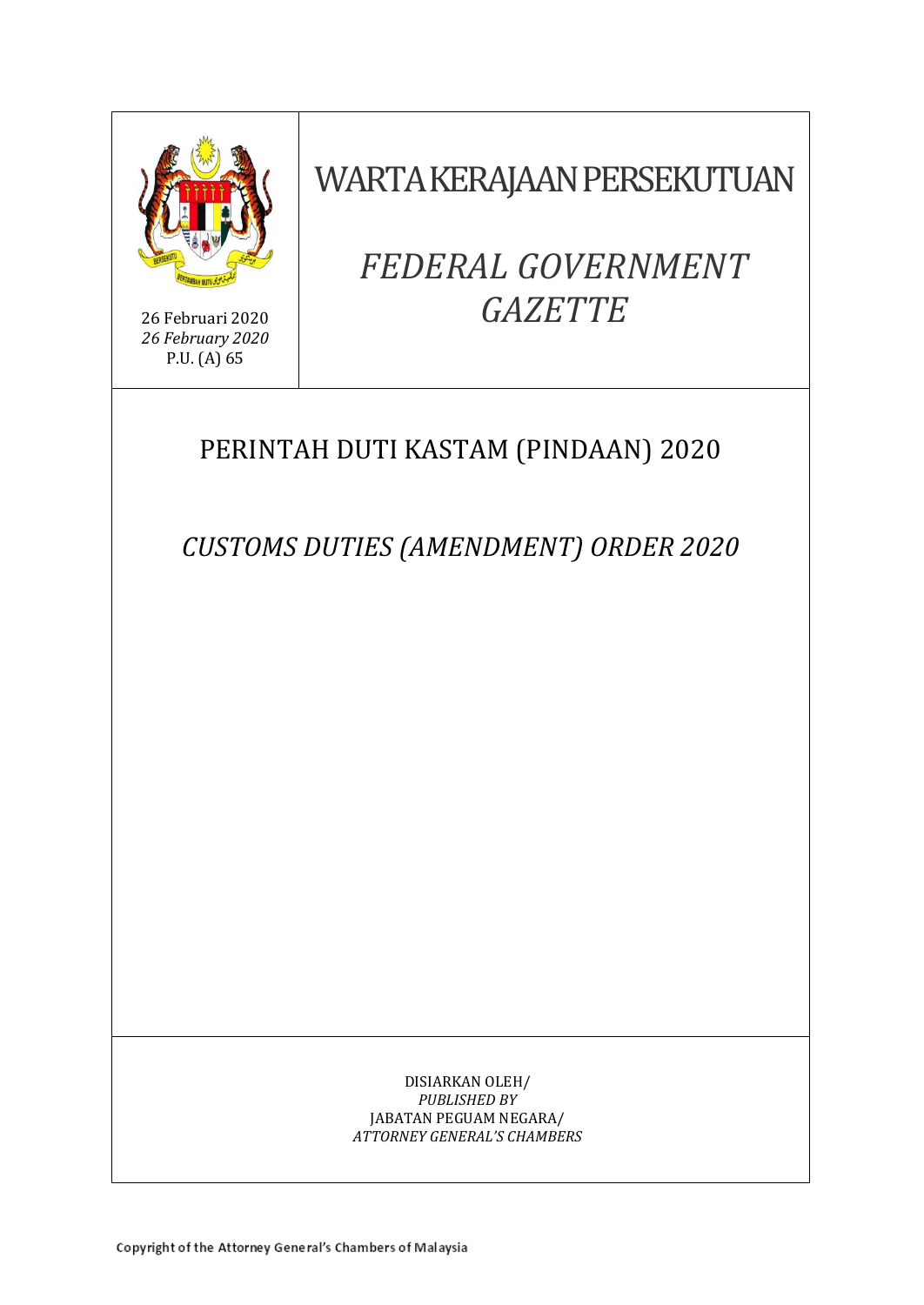26 Februari 2020
*26 February 2020*
P.U. (A) 65

# WARTA KERAJAAN PERSEKUTUAN

# *FEDERAL GOVERNMENT GAZETTE*

## PERINTAH DUTI KASTAM (PINDAAN) 2020

## *CUSTOMS DUTIES (AMENDMENT) ORDER 2020*

DISIARKAN OLEH/
*PUBLISHED BY*
JABATAN PEGUAM NEGARA/
*ATTORNEY GENERAL'S CHAMBERS*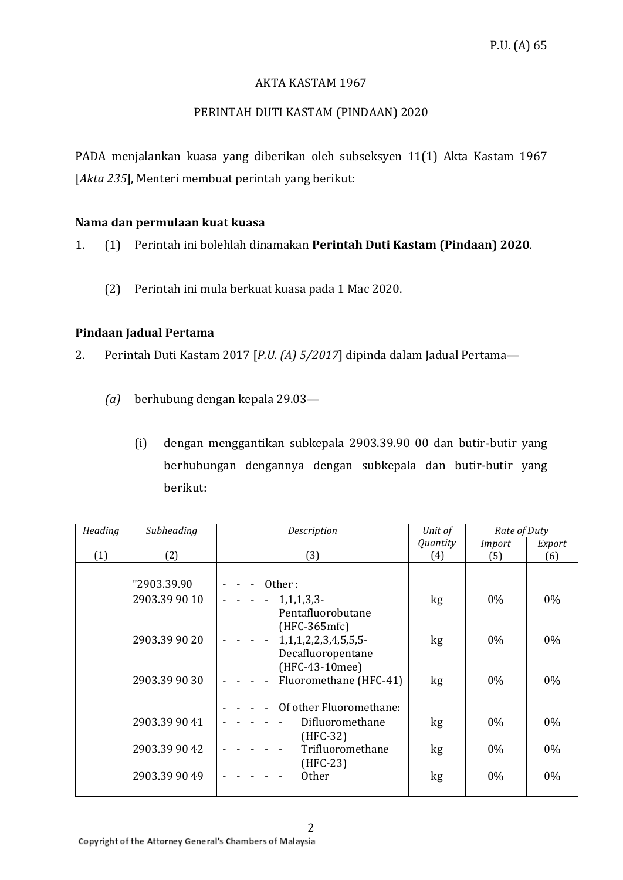P.U. (A) 65

AKTA KASTAM 1967

PERINTAH DUTI KASTAM (PINDAAN) 2020

PADA menjalankan kuasa yang diberikan oleh subseksyen 11(1) Akta Kastam 1967 [*Akta 235*], Menteri membuat perintah yang berikut:

**Nama dan permulaan kuat kuasa**

1. (1) Perintah ini bolehlah dinamakan **Perintah Duti Kastam (Pindaan) 2020**.

(2) Perintah ini mula berkuat kuasa pada 1 Mac 2020.

**Pindaan Jadual Pertama**

2. Perintah Duti Kastam 2017 [*P.U. (A) 5/2017*] dipinda dalam Jadual Pertama—

*(a)* berhubung dengan kepala 29.03—

(i) dengan menggantikan subkepala 2903.39.90 00 dan butir-butir yang berhubungan dengannya dengan subkepala dan butir-butir yang berikut:

| *Heading* | *Subheading* | *Description* | *Unit of Quantity* | *Rate of Duty* | |
|---|---|---|---|---|---|
| | | | | *Import* | *Export* |
| (1) | (2) | (3) | (4) | (5) | (6) |
| | "2903.39.90 | - - - Other : | | | |
| | 2903.39 90 10 | - - - - 1,1,1,3,3-Pentafluorobutane (HFC-365mfc) | kg | 0% | 0% |
| | 2903.39 90 20 | - - - - 1,1,1,2,2,3,4,5,5,5-Decafluoropentane (HFC-43-10mee) | kg | 0% | 0% |
| | 2903.39 90 30 | - - - - Fluoromethane (HFC-41) | kg | 0% | 0% |
| | | - - - - Of other Fluoromethane: | | | |
| | 2903.39 90 41 | - - - - - Difluoromethane (HFC-32) | kg | 0% | 0% |
| | 2903.39 90 42 | - - - - - Trifluoromethane (HFC-23) | kg | 0% | 0% |
| | 2903.39 90 49 | - - - - - Other | kg | 0% | 0% |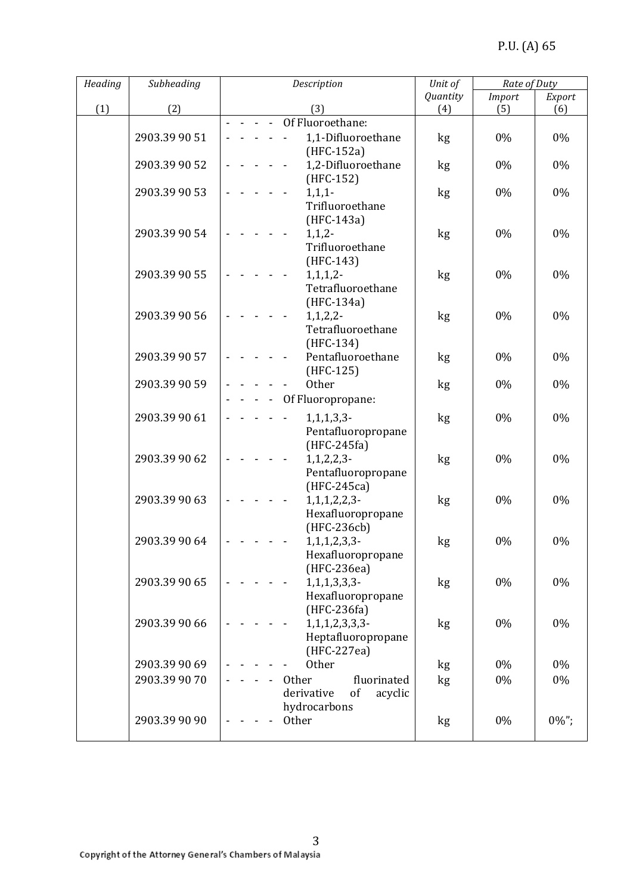| *Heading* | *Subheading* | *Description* | *Unit of Quantity* | *Rate of Duty* | |
|---|---|---|---|---|---|
| | | | | *Import* | *Export* |
| (1) | (2) | (3) | (4) | (5) | (6) |
| | | - - - - Of Fluoroethane: | | | |
| | 2903.39 90 51 | - - - - - 1,1-Difluoroethane (HFC-152a) | kg | 0% | 0% |
| | 2903.39 90 52 | - - - - - 1,2-Difluoroethane (HFC-152) | kg | 0% | 0% |
| | 2903.39 90 53 | - - - - - 1,1,1-Trifluoroethane (HFC-143a) | kg | 0% | 0% |
| | 2903.39 90 54 | - - - - - 1,1,2-Trifluoroethane (HFC-143) | kg | 0% | 0% |
| | 2903.39 90 55 | - - - - - 1,1,1,2-Tetrafluoroethane (HFC-134a) | kg | 0% | 0% |
| | 2903.39 90 56 | - - - - - 1,1,2,2-Tetrafluoroethane (HFC-134) | kg | 0% | 0% |
| | 2903.39 90 57 | - - - - - Pentafluoroethane (HFC-125) | kg | 0% | 0% |
| | 2903.39 90 59 | - - - - - Other | kg | 0% | 0% |
| | | - - - - Of Fluoropropane: | | | |
| | 2903.39 90 61 | - - - - - 1,1,1,3,3-Pentafluoropropane (HFC-245fa) | kg | 0% | 0% |
| | 2903.39 90 62 | - - - - - 1,1,2,2,3-Pentafluoropropane (HFC-245ca) | kg | 0% | 0% |
| | 2903.39 90 63 | - - - - - 1,1,1,2,2,3-Hexafluoropropane (HFC-236cb) | kg | 0% | 0% |
| | 2903.39 90 64 | - - - - - 1,1,1,2,3,3-Hexafluoropropane (HFC-236ea) | kg | 0% | 0% |
| | 2903.39 90 65 | - - - - - 1,1,1,3,3,3-Hexafluoropropane (HFC-236fa) | kg | 0% | 0% |
| | 2903.39 90 66 | - - - - - 1,1,1,2,3,3,3-Heptafluoropropane (HFC-227ea) | kg | 0% | 0% |
| | 2903.39 90 69 | - - - - - Other | kg | 0% | 0% |
| | 2903.39 90 70 | - - - - Other fluorinated derivative of acyclic hydrocarbons | kg | 0% | 0% |
| | 2903.39 90 90 | - - - - Other | kg | 0% | 0%"; |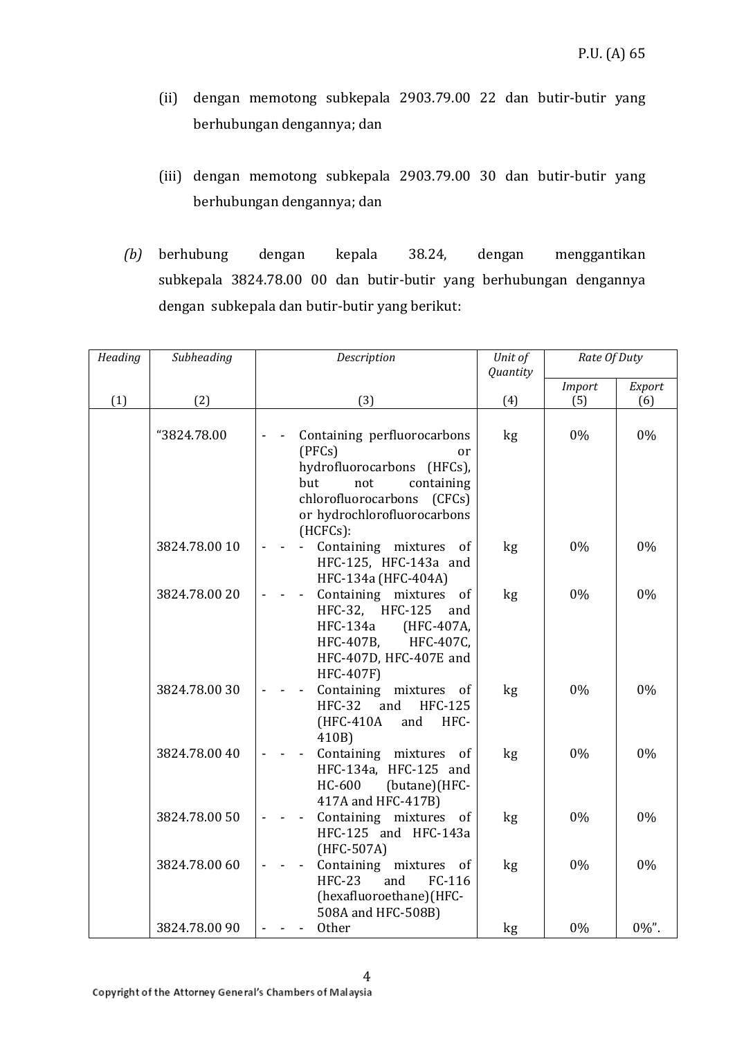(ii) dengan memotong subkepala 2903.79.00 22 dan butir-butir yang berhubungan dengannya; dan

(iii) dengan memotong subkepala 2903.79.00 30 dan butir-butir yang berhubungan dengannya; dan

*(b)* berhubung dengan kepala 38.24, dengan menggantikan subkepala 3824.78.00 00 dan butir-butir yang berhubungan dengannya dengan subkepala dan butir-butir yang berikut:

| *Heading* | *Subheading* | *Description* | *Unit of Quantity* | *Rate Of Duty* | |
|---|---|---|---|---|---|
| | | | | *Import* | *Export* |
| (1) | (2) | (3) | (4) | (5) | (6) |
| | "3824.78.00 | - - Containing perfluorocarbons (PFCs) or hydrofluorocarbons (HFCs), but not containing chlorofluorocarbons (CFCs) or hydrochlorofluorocarbons (HCFCs): | kg | 0% | 0% |
| | 3824.78.00 10 | - - - Containing mixtures of HFC-125, HFC-143a and HFC-134a (HFC-404A) | kg | 0% | 0% |
| | 3824.78.00 20 | - - - Containing mixtures of HFC-32, HFC-125 and HFC-134a (HFC-407A, HFC-407B, HFC-407C, HFC-407D, HFC-407E and HFC-407F) | kg | 0% | 0% |
| | 3824.78.00 30 | - - - Containing mixtures of HFC-32 and HFC-125 (HFC-410A and HFC-410B) | kg | 0% | 0% |
| | 3824.78.00 40 | - - - Containing mixtures of HFC-134a, HFC-125 and HC-600 (butane)(HFC-417A and HFC-417B) | kg | 0% | 0% |
| | 3824.78.00 50 | - - - Containing mixtures of HFC-125 and HFC-143a (HFC-507A) | kg | 0% | 0% |
| | 3824.78.00 60 | - - - Containing mixtures of HFC-23 and FC-116 (hexafluoroethane)(HFC-508A and HFC-508B) | kg | 0% | 0% |
| | 3824.78.00 90 | - - - Other | kg | 0% | 0%". |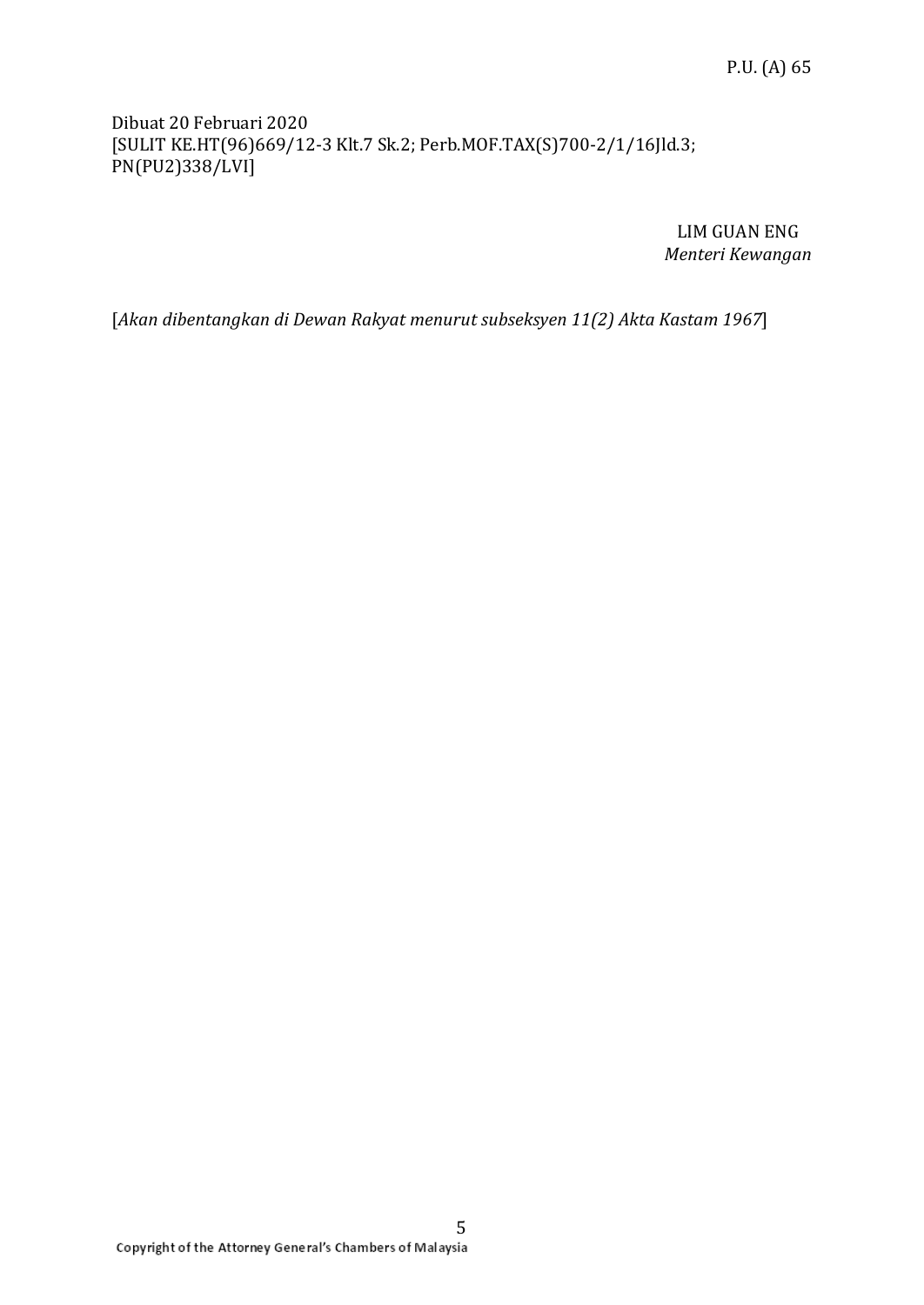Dibuat 20 Februari 2020
[SULIT KE.HT(96)669/12-3 Klt.7 Sk.2; Perb.MOF.TAX(S)700-2/1/16Jld.3; PN(PU2)338/LVI]

LIM GUAN ENG
*Menteri Kewangan*

[*Akan dibentangkan di Dewan Rakyat menurut subseksyen 11(2) Akta Kastam 1967*]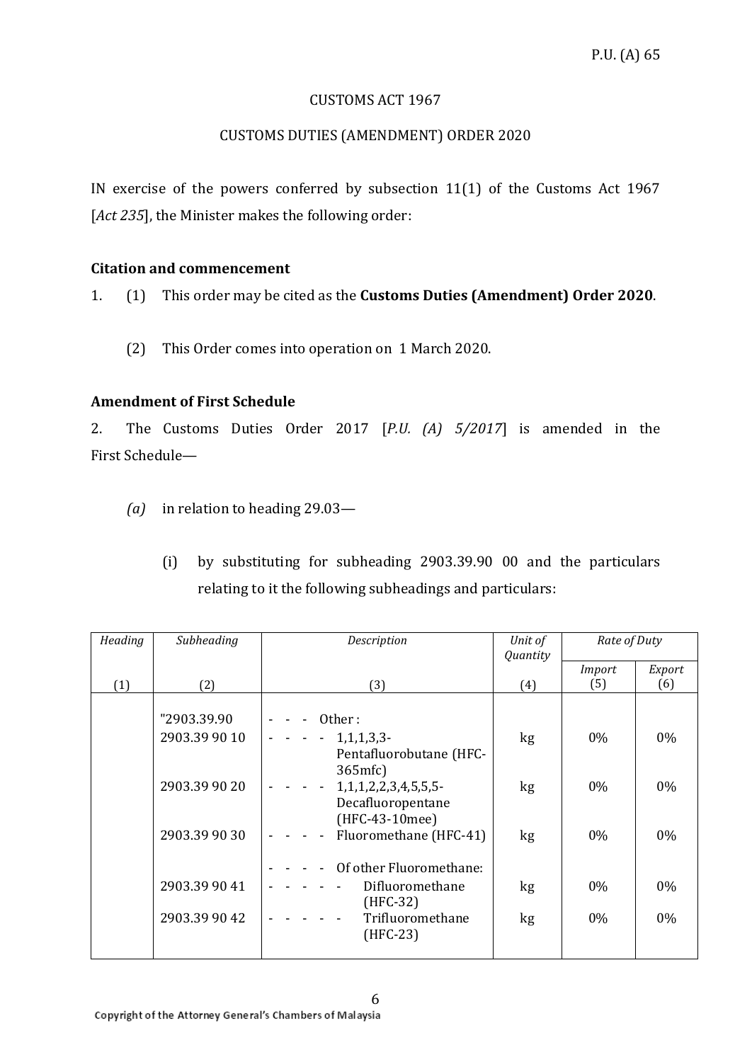P.U. (A) 65

CUSTOMS ACT 1967

CUSTOMS DUTIES (AMENDMENT) ORDER 2020

IN exercise of the powers conferred by subsection 11(1) of the Customs Act 1967 [*Act 235*], the Minister makes the following order:

**Citation and commencement**

1. (1) This order may be cited as the **Customs Duties (Amendment) Order 2020**.

(2) This Order comes into operation on 1 March 2020.

**Amendment of First Schedule**

2. The Customs Duties Order 2017 [*P.U. (A) 5/2017*] is amended in the First Schedule—

*(a)* in relation to heading 29.03—

(i) by substituting for subheading 2903.39.90 00 and the particulars relating to it the following subheadings and particulars:

| *Heading* | *Subheading* | *Description* | *Unit of Quantity* | *Rate of Duty* | |
|---|---|---|---|---|---|
| | | | | *Import* | *Export* |
| (1) | (2) | (3) | (4) | (5) | (6) |
| | "2903.39.90 | - - - Other : | | | |
| | 2903.39 90 10 | - - - - 1,1,1,3,3-Pentafluorobutane (HFC-365mfc) | kg | 0% | 0% |
| | 2903.39 90 20 | - - - - 1,1,1,2,2,3,4,5,5,5-Decafluoropentane (HFC-43-10mee) | kg | 0% | 0% |
| | 2903.39 90 30 | - - - - Fluoromethane (HFC-41) | kg | 0% | 0% |
| | | - - - - Of other Fluoromethane: | | | |
| | 2903.39 90 41 | - - - - - Difluoromethane (HFC-32) | kg | 0% | 0% |
| | 2903.39 90 42 | - - - - - Trifluoromethane (HFC-23) | kg | 0% | 0% |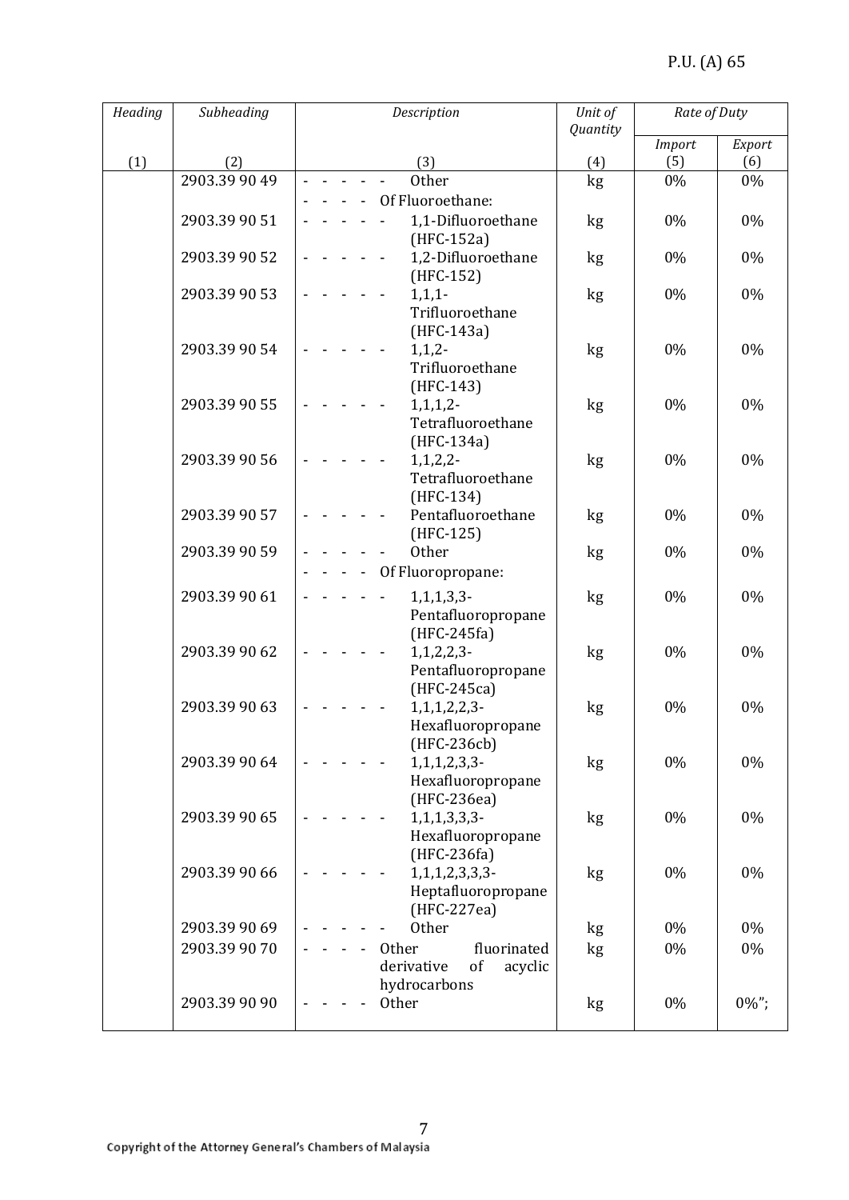| *Heading* | *Subheading* | *Description* | *Unit of Quantity* | *Rate of Duty* | |
|---|---|---|---|---|---|
| | | | | *Import* | *Export* |
| (1) | (2) | (3) | (4) | (5) | (6) |
| | 2903.39 90 49 | - - - - - - Other | kg | 0% | 0% |
| | | - - - - Of Fluoroethane: | | | |
| | 2903.39 90 51 | - - - - - - 1,1-Difluoroethane (HFC-152a) | kg | 0% | 0% |
| | 2903.39 90 52 | - - - - - - 1,2-Difluoroethane (HFC-152) | kg | 0% | 0% |
| | 2903.39 90 53 | - - - - - - 1,1,1-Trifluoroethane (HFC-143a) | kg | 0% | 0% |
| | 2903.39 90 54 | - - - - - - 1,1,2-Trifluoroethane (HFC-143) | kg | 0% | 0% |
| | 2903.39 90 55 | - - - - - - 1,1,1,2-Tetrafluoroethane (HFC-134a) | kg | 0% | 0% |
| | 2903.39 90 56 | - - - - - - 1,1,2,2-Tetrafluoroethane (HFC-134) | kg | 0% | 0% |
| | 2903.39 90 57 | - - - - - - Pentafluoroethane (HFC-125) | kg | 0% | 0% |
| | 2903.39 90 59 | - - - - - - Other | kg | 0% | 0% |
| | | - - - - Of Fluoropropane: | | | |
| | 2903.39 90 61 | - - - - - - 1,1,1,3,3-Pentafluoropropane (HFC-245fa) | kg | 0% | 0% |
| | 2903.39 90 62 | - - - - - - 1,1,2,2,3-Pentafluoropropane (HFC-245ca) | kg | 0% | 0% |
| | 2903.39 90 63 | - - - - - - 1,1,1,2,2,3-Hexafluoropropane (HFC-236cb) | kg | 0% | 0% |
| | 2903.39 90 64 | - - - - - - 1,1,1,2,3,3-Hexafluoropropane (HFC-236ea) | kg | 0% | 0% |
| | 2903.39 90 65 | - - - - - - 1,1,1,3,3,3-Hexafluoropropane (HFC-236fa) | kg | 0% | 0% |
| | 2903.39 90 66 | - - - - - - 1,1,1,2,3,3,3-Heptafluoropropane (HFC-227ea) | kg | 0% | 0% |
| | 2903.39 90 69 | - - - - - - Other | kg | 0% | 0% |
| | 2903.39 90 70 | - - - - Other fluorinated derivative of acyclic hydrocarbons | kg | 0% | 0% |
| | 2903.39 90 90 | - - - - Other | kg | 0% | 0%"; |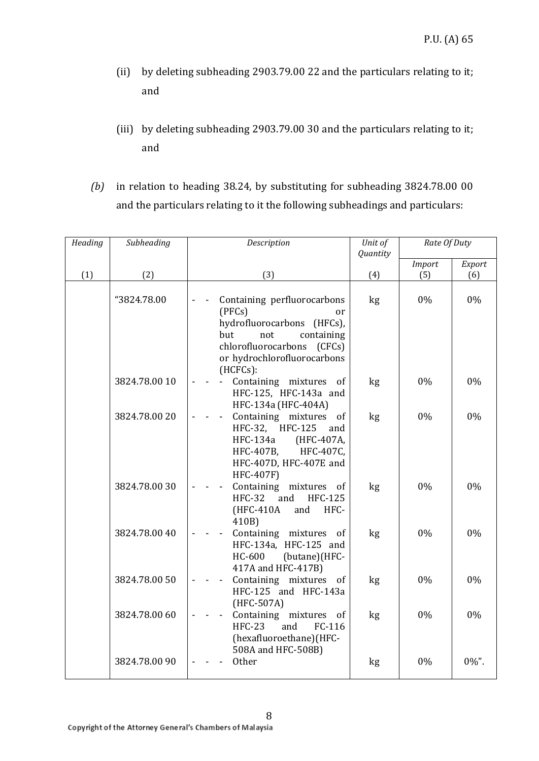(ii) by deleting subheading 2903.79.00 22 and the particulars relating to it; and

(iii) by deleting subheading 2903.79.00 30 and the particulars relating to it; and

*(b)* in relation to heading 38.24, by substituting for subheading 3824.78.00 00 and the particulars relating to it the following subheadings and particulars:

| *Heading* | *Subheading* | *Description* | *Unit of Quantity* | *Rate Of Duty* | |
|---|---|---|---|---|---|
| | | | | *Import* | *Export* |
| (1) | (2) | (3) | (4) | (5) | (6) |
| | "3824.78.00 | - - Containing perfluorocarbons (PFCs) or hydrofluorocarbons (HFCs), but not containing chlorofluorocarbons (CFCs) or hydrochlorofluorocarbons (HCFCs): | kg | 0% | 0% |
| | 3824.78.00 10 | - - - Containing mixtures of HFC-125, HFC-143a and HFC-134a (HFC-404A) | kg | 0% | 0% |
| | 3824.78.00 20 | - - - Containing mixtures of HFC-32, HFC-125 and HFC-134a (HFC-407A, HFC-407B, HFC-407C, HFC-407D, HFC-407E and HFC-407F) | kg | 0% | 0% |
| | 3824.78.00 30 | - - - Containing mixtures of HFC-32 and HFC-125 (HFC-410A and HFC-410B) | kg | 0% | 0% |
| | 3824.78.00 40 | - - - Containing mixtures of HFC-134a, HFC-125 and HC-600 (butane)(HFC-417A and HFC-417B) | kg | 0% | 0% |
| | 3824.78.00 50 | - - - Containing mixtures of HFC-125 and HFC-143a (HFC-507A) | kg | 0% | 0% |
| | 3824.78.00 60 | - - - Containing mixtures of HFC-23 and FC-116 (hexafluoroethane)(HFC-508A and HFC-508B) | kg | 0% | 0% |
| | 3824.78.00 90 | - - - Other | kg | 0% | 0%". |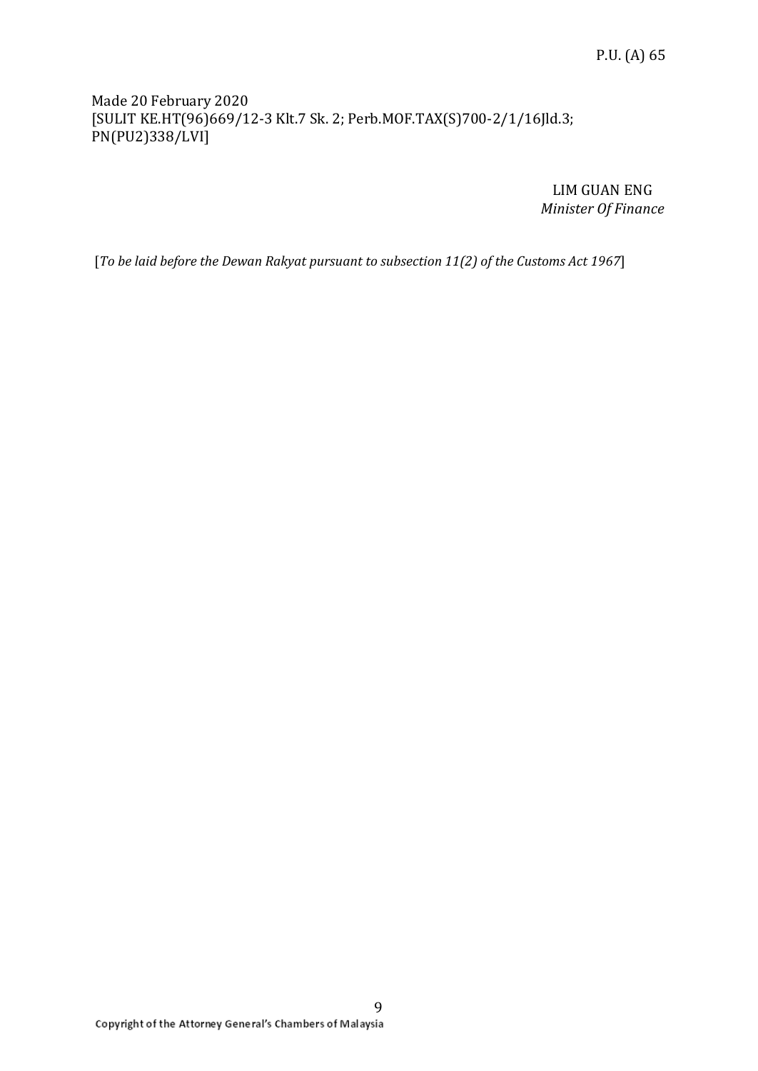Made 20 February 2020
[SULIT KE.HT(96)669/12-3 Klt.7 Sk. 2; Perb.MOF.TAX(S)700-2/1/16Jld.3; PN(PU2)338/LVI]

LIM GUAN ENG
*Minister Of Finance*

[*To be laid before the Dewan Rakyat pursuant to subsection 11(2) of the Customs Act 1967*]